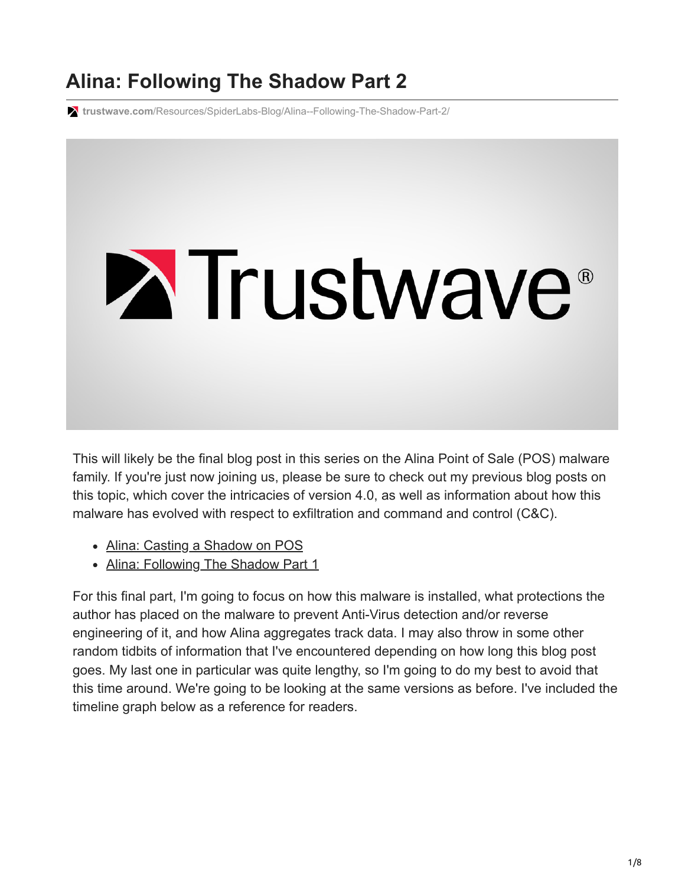# Alina: Following The Shadow Part 2

trustwave.com/Resources/SpiderLabs-Blog/Alina--Following-The-Shadow-Part-2/

This will likely be the final blog post in this series on the Alina Point of Sale (POS) malware family. If you're just now joining us, please be sure to check out my previous blog posts on this topic, which cover the intricacies of version 4.0, as well as information about how this malware has evolved with respect to exfiltration and command and control (C&C).

- Alina: Casting a Shadow on POS
- Alina: Following The Shadow Part 1

For this final part, I'm going to focus on how this malware is installed, what protections the author has placed on the malware to prevent Anti-Virus detection and/or reverse engineering of it, and how Alina aggregates track data. I may also throw in some other random tidbits of information that I've encountered depending on how long this blog post goes. My last one in particular was quite lengthy, so I'm going to do my best to avoid that this time around. We're going to be looking at the same versions as before. I've included the timeline graph below as a reference for readers.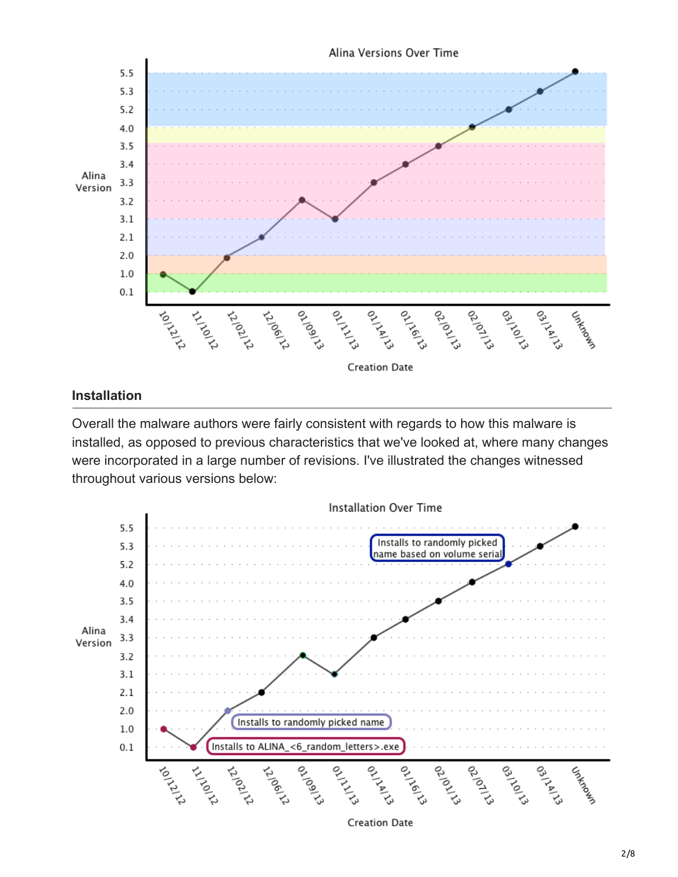Alina Versions Over Time

| Creation Date | Alina Version |
|---|---|
| 10/12/12 | 1.0 |
| 11/10/12 | 0.1 |
| 12/02/12 | 2.0 |
| 12/06/12 | 2.1 |
| 01/09/13 | 3.2 |
| 01/11/13 | 3.1 |
| 01/14/13 | 3.3 |
| 01/16/13 | 3.4 |
| 02/01/13 | 3.5 |
| 02/07/13 | 4.0 |
| 03/10/13 | 5.2 |
| 03/14/13 | 5.3 |
| Unknown | 5.5 |

## Installation

Overall the malware authors were fairly consistent with regards to how this malware is installed, as opposed to previous characteristics that we've looked at, where many changes were incorporated in a large number of revisions. I've illustrated the changes witnessed throughout various versions below:

Installation Over Time

- Installs to ALINA_<6_random_letters>.exe
- Installs to randomly picked name
- Installs to randomly picked name based on volume serial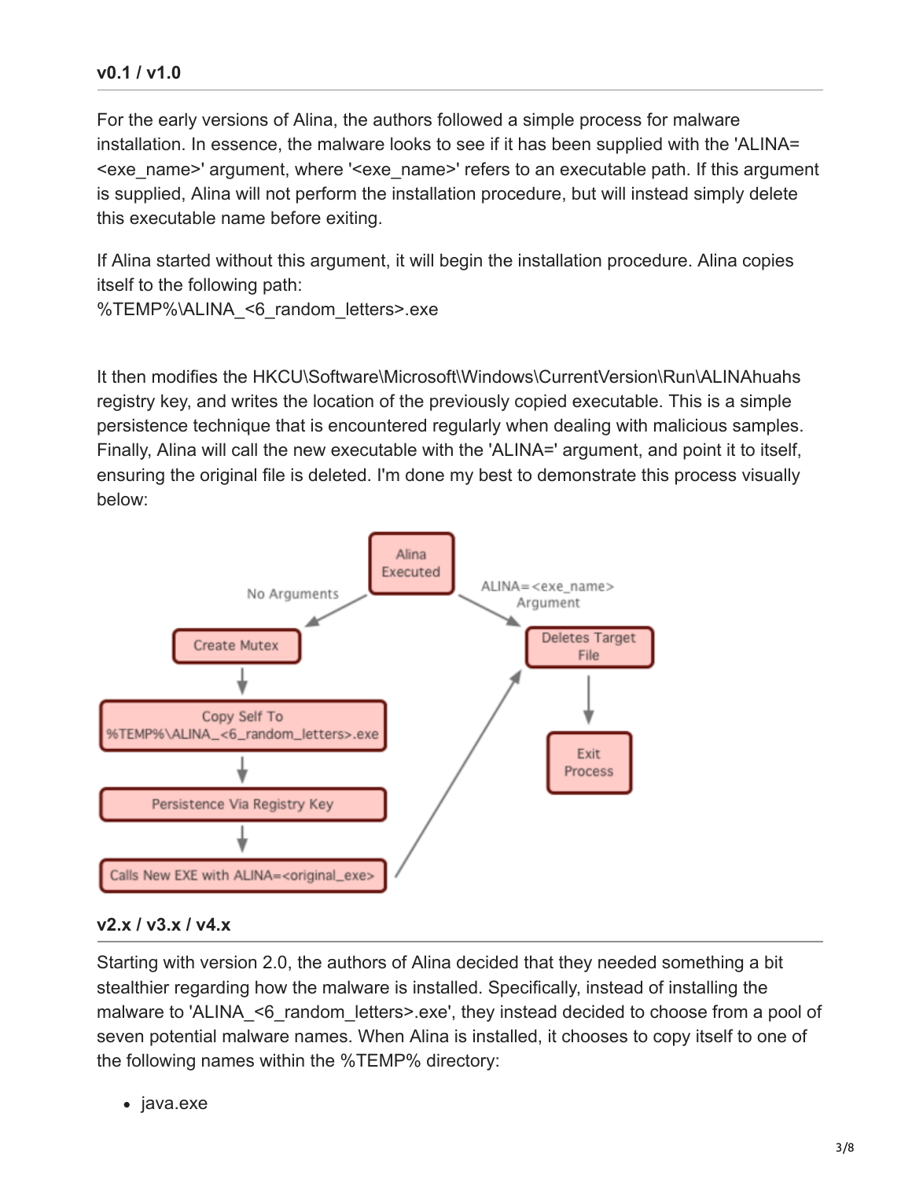### v0.1 / v1.0

For the early versions of Alina, the authors followed a simple process for malware installation. In essence, the malware looks to see if it has been supplied with the 'ALINA=<exe_name>' argument, where '<exe_name>' refers to an executable path. If this argument is supplied, Alina will not perform the installation procedure, but will instead simply delete this executable name before exiting.

If Alina started without this argument, it will begin the installation procedure. Alina copies itself to the following path:
%TEMP%\ALINA_<6_random_letters>.exe

It then modifies the HKCU\Software\Microsoft\Windows\CurrentVersion\Run\ALINAhuahs registry key, and writes the location of the previously copied executable. This is a simple persistence technique that is encountered regularly when dealing with malicious samples. Finally, Alina will call the new executable with the 'ALINA=' argument, and point it to itself, ensuring the original file is deleted. I'm done my best to demonstrate this process visually below:

### v2.x / v3.x / v4.x

Starting with version 2.0, the authors of Alina decided that they needed something a bit stealthier regarding how the malware is installed. Specifically, instead of installing the malware to 'ALINA_<6_random_letters>.exe', they instead decided to choose from a pool of seven potential malware names. When Alina is installed, it chooses to copy itself to one of the following names within the %TEMP% directory:

- java.exe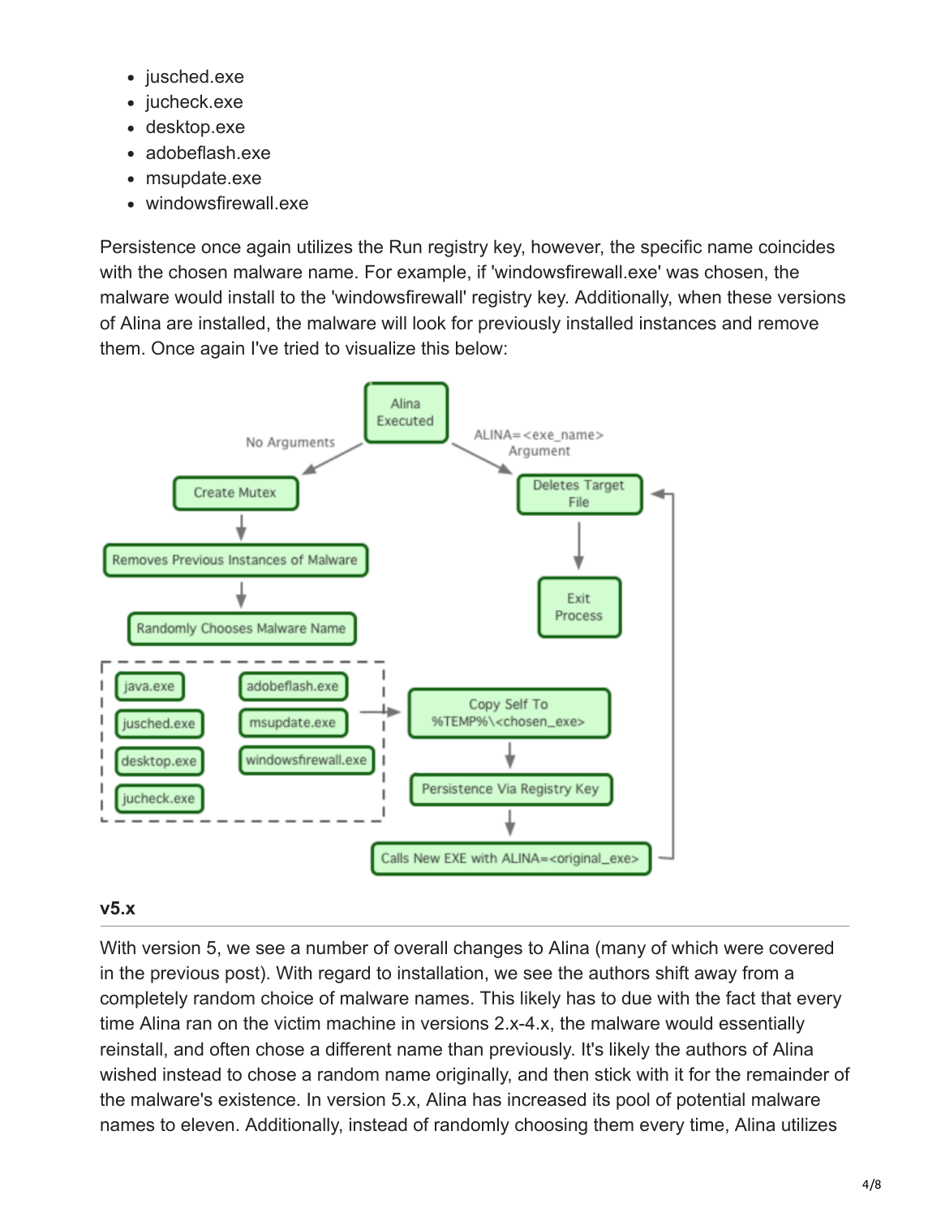- jusched.exe
- jucheck.exe
- desktop.exe
- adobeflash.exe
- msupdate.exe
- windowsfirewall.exe

Persistence once again utilizes the Run registry key, however, the specific name coincides with the chosen malware name. For example, if 'windowsfirewall.exe' was chosen, the malware would install to the 'windowsfirewall' registry key. Additionally, when these versions of Alina are installed, the malware will look for previously installed instances and remove them. Once again I've tried to visualize this below:

### v5.x

With version 5, we see a number of overall changes to Alina (many of which were covered in the previous post). With regard to installation, we see the authors shift away from a completely random choice of malware names. This likely has to due with the fact that every time Alina ran on the victim machine in versions 2.x-4.x, the malware would essentially reinstall, and often chose a different name than previously. It's likely the authors of Alina wished instead to chose a random name originally, and then stick with it for the remainder of the malware's existence. In version 5.x, Alina has increased its pool of potential malware names to eleven. Additionally, instead of randomly choosing them every time, Alina utilizes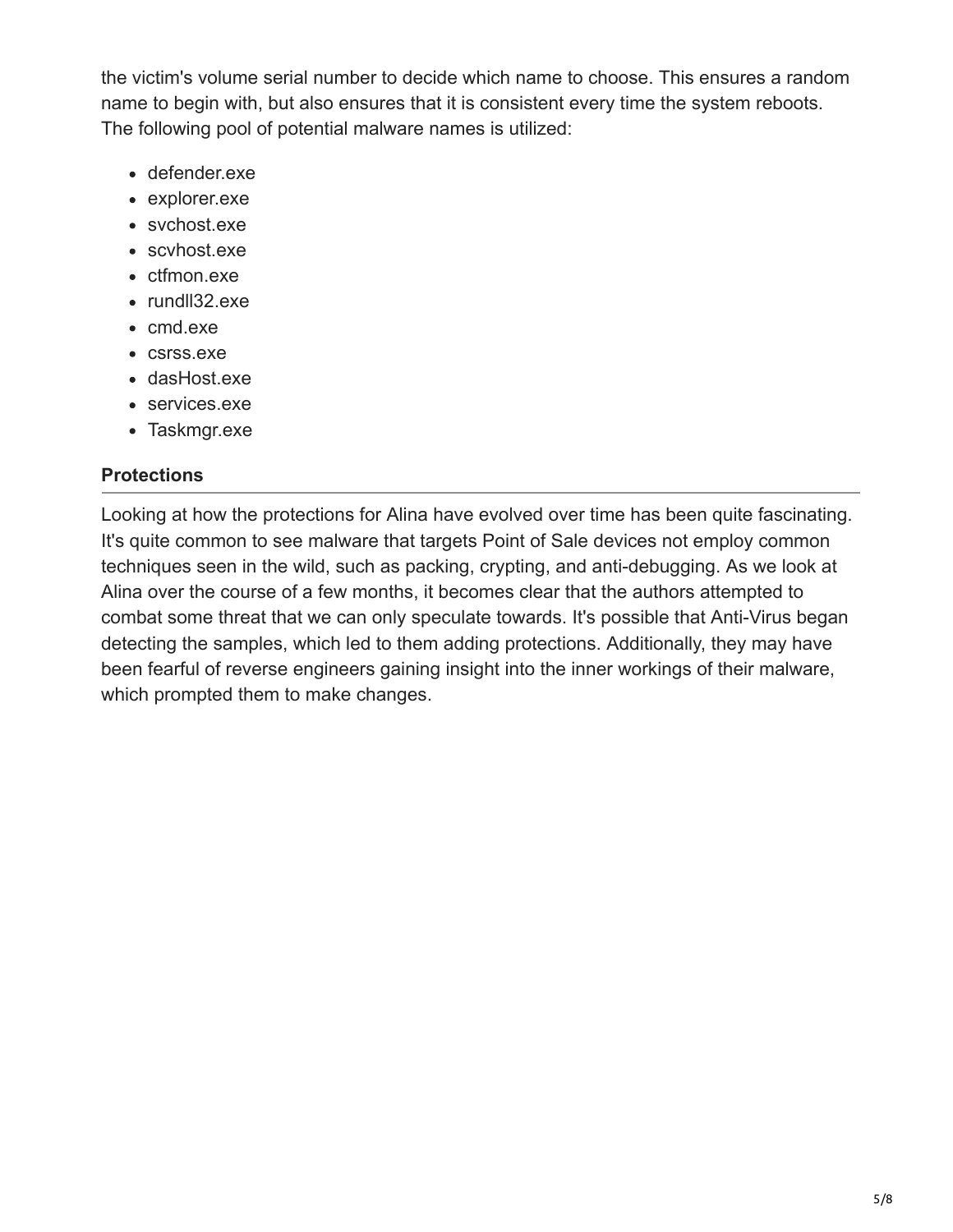the victim's volume serial number to decide which name to choose. This ensures a random name to begin with, but also ensures that it is consistent every time the system reboots. The following pool of potential malware names is utilized:

- defender.exe
- explorer.exe
- svchost.exe
- scvhost.exe
- ctfmon.exe
- rundll32.exe
- cmd.exe
- csrss.exe
- dasHost.exe
- services.exe
- Taskmgr.exe

### Protections

Looking at how the protections for Alina have evolved over time has been quite fascinating. It's quite common to see malware that targets Point of Sale devices not employ common techniques seen in the wild, such as packing, crypting, and anti-debugging. As we look at Alina over the course of a few months, it becomes clear that the authors attempted to combat some threat that we can only speculate towards. It's possible that Anti-Virus began detecting the samples, which led to them adding protections. Additionally, they may have been fearful of reverse engineers gaining insight into the inner workings of their malware, which prompted them to make changes.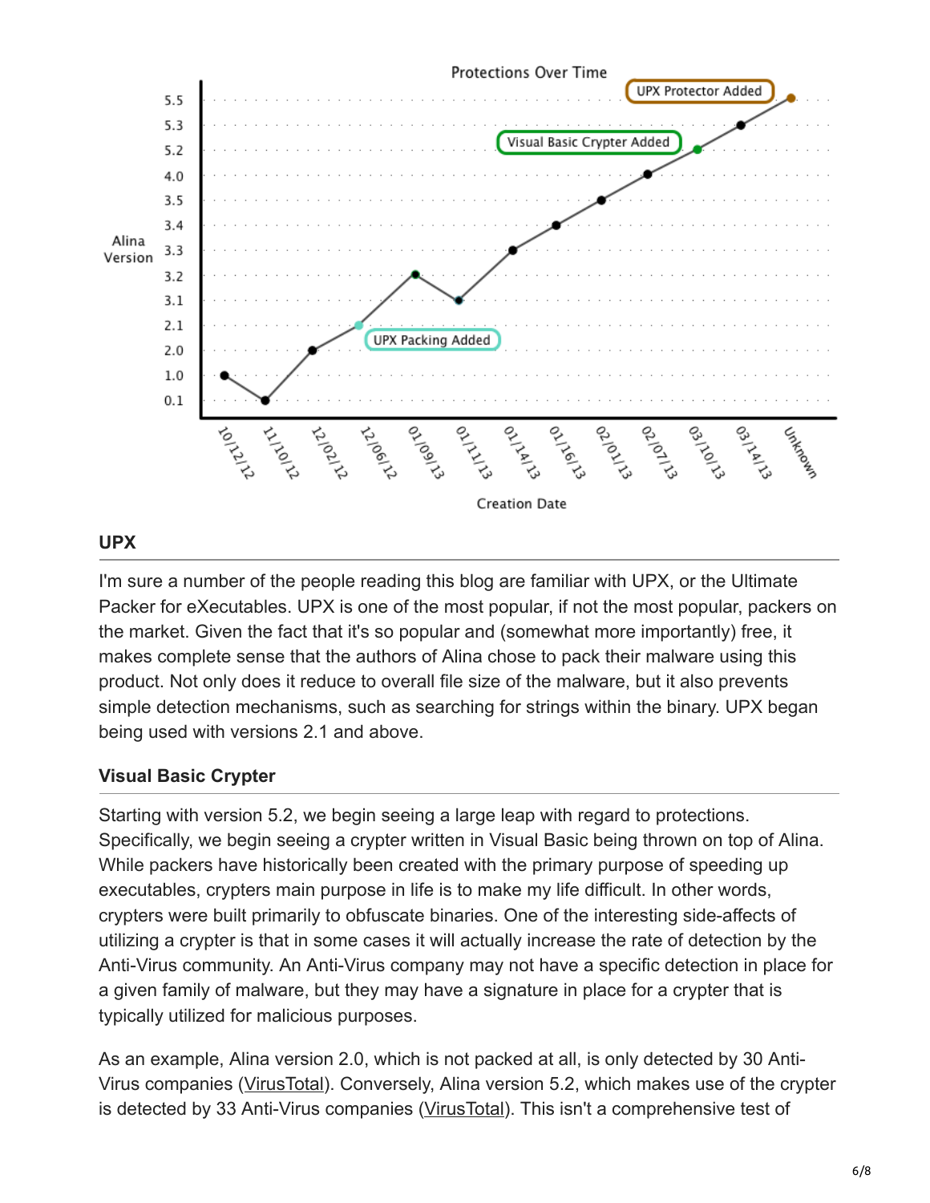## UPX

I'm sure a number of the people reading this blog are familiar with UPX, or the Ultimate Packer for eXecutables. UPX is one of the most popular, if not the most popular, packers on the market. Given the fact that it's so popular and (somewhat more importantly) free, it makes complete sense that the authors of Alina chose to pack their malware using this product. Not only does it reduce to overall file size of the malware, but it also prevents simple detection mechanisms, such as searching for strings within the binary. UPX began being used with versions 2.1 and above.

### Visual Basic Crypter

Starting with version 5.2, we begin seeing a large leap with regard to protections. Specifically, we begin seeing a crypter written in Visual Basic being thrown on top of Alina. While packers have historically been created with the primary purpose of speeding up executables, crypters main purpose in life is to make my life difficult. In other words, crypters were built primarily to obfuscate binaries. One of the interesting side-affects of utilizing a crypter is that in some cases it will actually increase the rate of detection by the Anti-Virus community. An Anti-Virus company may not have a specific detection in place for a given family of malware, but they may have a signature in place for a crypter that is typically utilized for malicious purposes.

As an example, Alina version 2.0, which is not packed at all, is only detected by 30 Anti-Virus companies (VirusTotal). Conversely, Alina version 5.2, which makes use of the crypter is detected by 33 Anti-Virus companies (VirusTotal). This isn't a comprehensive test of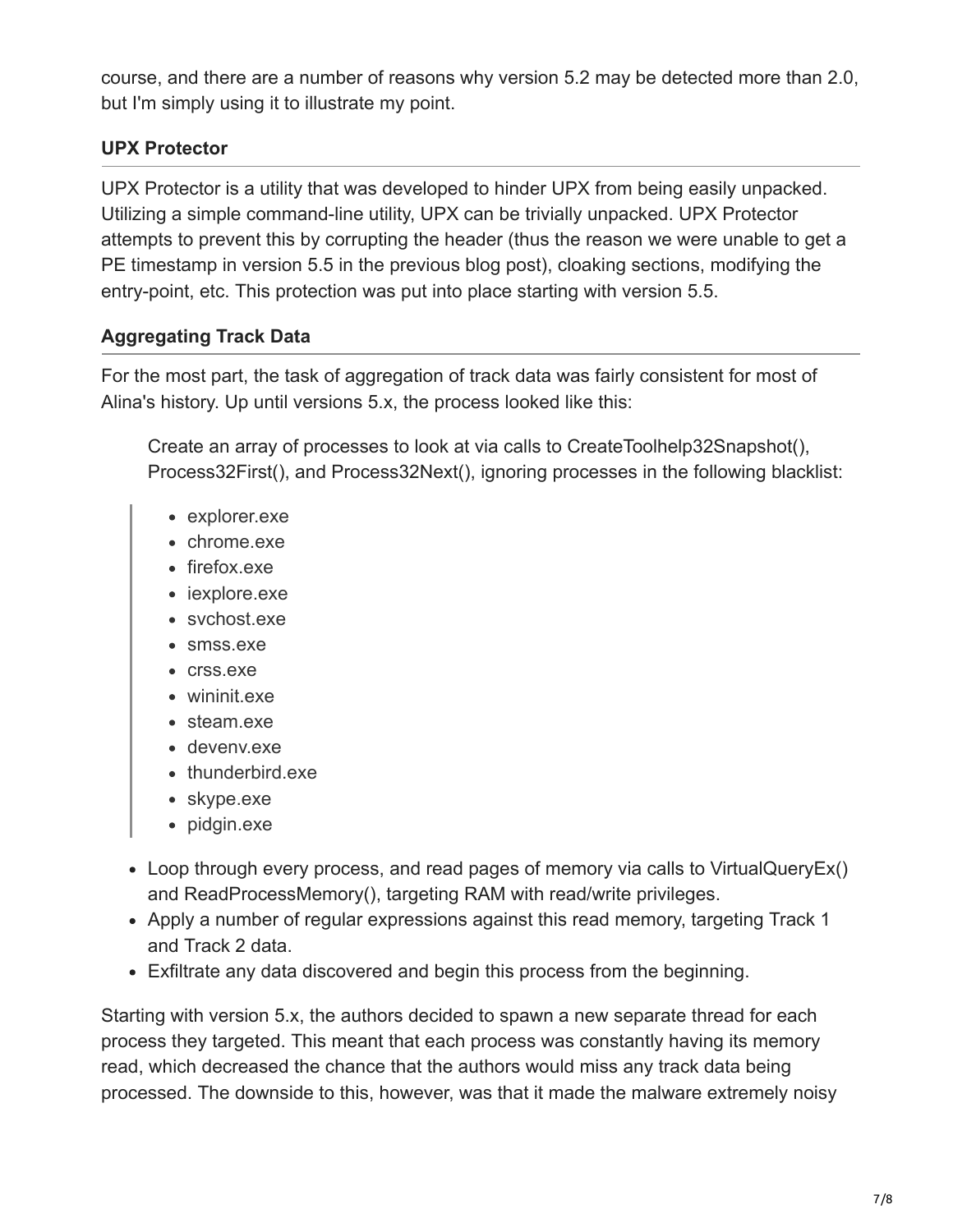course, and there are a number of reasons why version 5.2 may be detected more than 2.0, but I'm simply using it to illustrate my point.

### UPX Protector

UPX Protector is a utility that was developed to hinder UPX from being easily unpacked. Utilizing a simple command-line utility, UPX can be trivially unpacked. UPX Protector attempts to prevent this by corrupting the header (thus the reason we were unable to get a PE timestamp in version 5.5 in the previous blog post), cloaking sections, modifying the entry-point, etc. This protection was put into place starting with version 5.5.

### Aggregating Track Data

For the most part, the task of aggregation of track data was fairly consistent for most of Alina's history. Up until versions 5.x, the process looked like this:

- Create an array of processes to look at via calls to CreateToolhelp32Snapshot(), Process32First(), and Process32Next(), ignoring processes in the following blacklist:

> - explorer.exe
> - chrome.exe
> - firefox.exe
> - iexplore.exe
> - svchost.exe
> - smss.exe
> - crss.exe
> - wininit.exe
> - steam.exe
> - devenv.exe
> - thunderbird.exe
> - skype.exe
> - pidgin.exe

- Loop through every process, and read pages of memory via calls to VirtualQueryEx() and ReadProcessMemory(), targeting RAM with read/write privileges.
- Apply a number of regular expressions against this read memory, targeting Track 1 and Track 2 data.
- Exfiltrate any data discovered and begin this process from the beginning.

Starting with version 5.x, the authors decided to spawn a new separate thread for each process they targeted. This meant that each process was constantly having its memory read, which decreased the chance that the authors would miss any track data being processed. The downside to this, however, was that it made the malware extremely noisy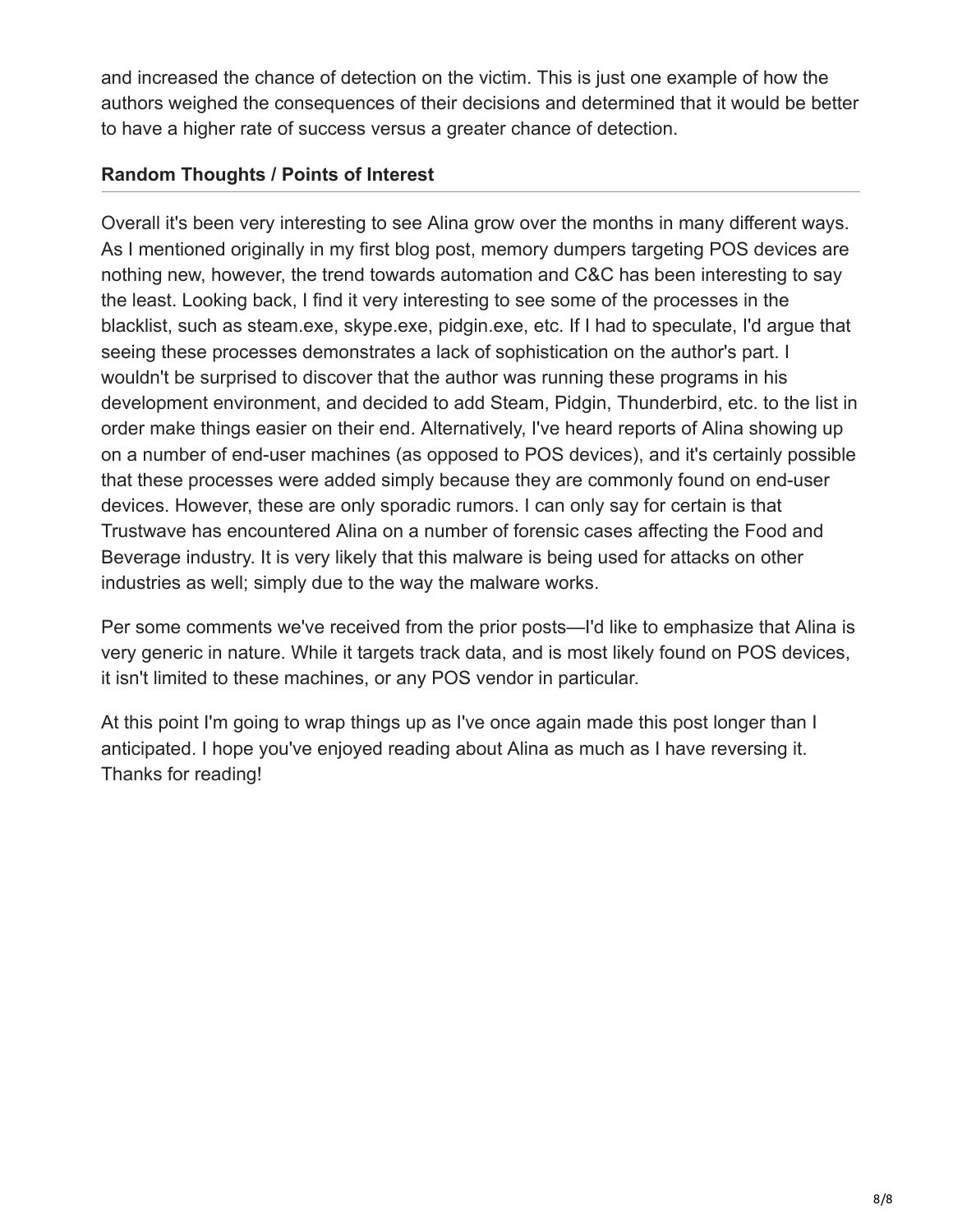and increased the chance of detection on the victim. This is just one example of how the authors weighed the consequences of their decisions and determined that it would be better to have a higher rate of success versus a greater chance of detection.

### Random Thoughts / Points of Interest

Overall it's been very interesting to see Alina grow over the months in many different ways. As I mentioned originally in my first blog post, memory dumpers targeting POS devices are nothing new, however, the trend towards automation and C&C has been interesting to say the least. Looking back, I find it very interesting to see some of the processes in the blacklist, such as steam.exe, skype.exe, pidgin.exe, etc. If I had to speculate, I'd argue that seeing these processes demonstrates a lack of sophistication on the author's part. I wouldn't be surprised to discover that the author was running these programs in his development environment, and decided to add Steam, Pidgin, Thunderbird, etc. to the list in order make things easier on their end. Alternatively, I've heard reports of Alina showing up on a number of end-user machines (as opposed to POS devices), and it's certainly possible that these processes were added simply because they are commonly found on end-user devices. However, these are only sporadic rumors. I can only say for certain is that Trustwave has encountered Alina on a number of forensic cases affecting the Food and Beverage industry. It is very likely that this malware is being used for attacks on other industries as well; simply due to the way the malware works.

Per some comments we've received from the prior posts—I'd like to emphasize that Alina is very generic in nature. While it targets track data, and is most likely found on POS devices, it isn't limited to these machines, or any POS vendor in particular.

At this point I'm going to wrap things up as I've once again made this post longer than I anticipated. I hope you've enjoyed reading about Alina as much as I have reversing it. Thanks for reading!